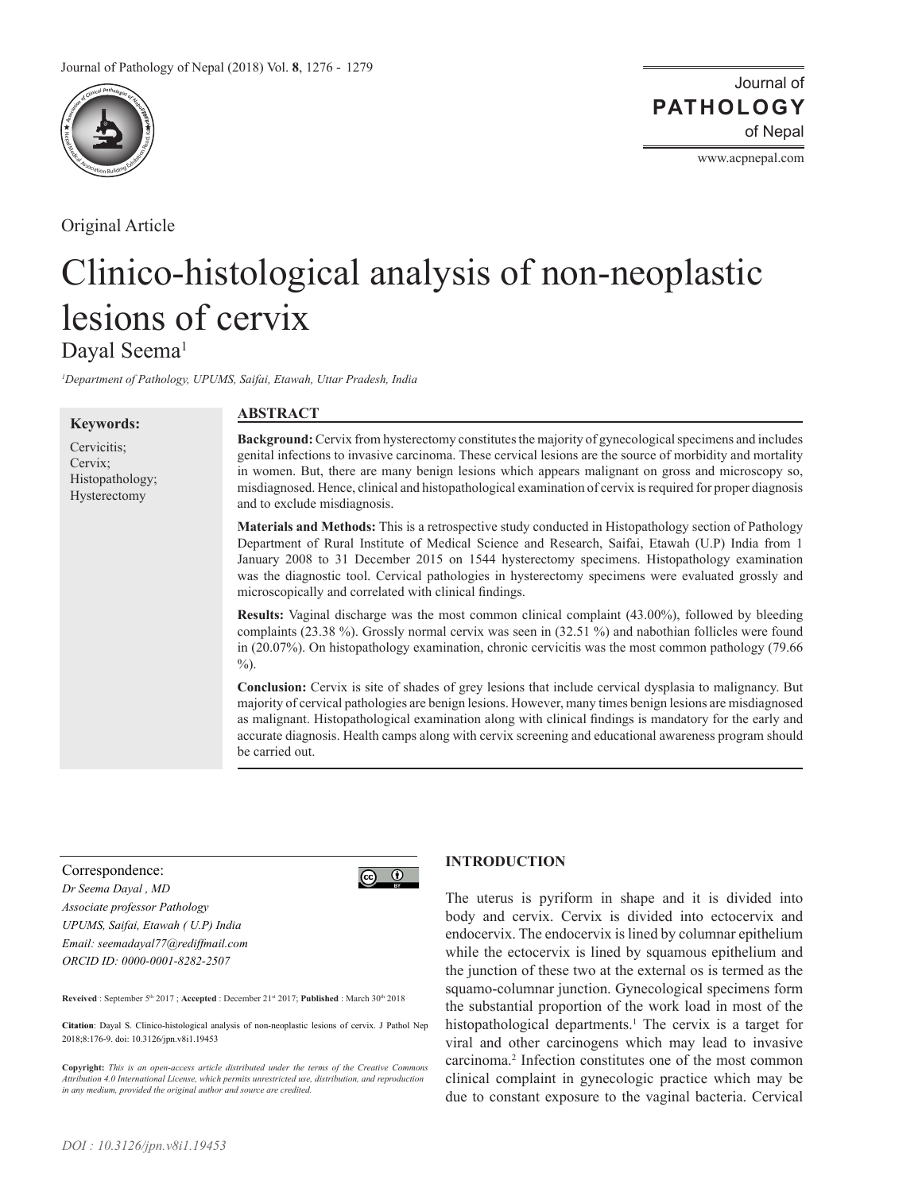Original Article

# Clinico-histological analysis of non-neoplastic lesions of cervix

Dayal Seema[1]

*[1]Department of Pathology, UPUMS, Saifai, Etawah, Uttar Pradesh, India*

**Keywords:**

Cervicitis; Cervix; Histopathology; Hysterectomy

## ABSTRACT

**Background:** Cervix from hysterectomy constitutes the majority of gynecological specimens and includes genital infections to invasive carcinoma. These cervical lesions are the source of morbidity and mortality in women. But, there are many benign lesions which appears malignant on gross and microscopy so, misdiagnosed. Hence, clinical and histopathological examination of cervix is required for proper diagnosis and to exclude misdiagnosis.

**Materials and Methods:** This is a retrospective study conducted in Histopathology section of Pathology Department of Rural Institute of Medical Science and Research, Saifai, Etawah (U.P) India from 1 January 2008 to 31 December 2015 on 1544 hysterectomy specimens. Histopathology examination was the diagnostic tool. Cervical pathologies in hysterectomy specimens were evaluated grossly and microscopically and correlated with clinical findings.

**Results:** Vaginal discharge was the most common clinical complaint (43.00%), followed by bleeding complaints (23.38 %). Grossly normal cervix was seen in (32.51 %) and nabothian follicles were found in (20.07%). On histopathology examination, chronic cervicitis was the most common pathology (79.66 %).

**Conclusion:** Cervix is site of shades of grey lesions that include cervical dysplasia to malignancy. But majority of cervical pathologies are benign lesions. However, many times benign lesions are misdiagnosed as malignant. Histopathological examination along with clinical findings is mandatory for the early and accurate diagnosis. Health camps along with cervix screening and educational awareness program should be carried out.

Correspondence:

*Dr Seema Dayal , MD*
*Associate professor Pathology*
*UPUMS, Saifai, Etawah ( U.P) India*
*Email: seemadayal77@rediffmail.com*
*ORCID ID: 0000-0001-8282-2507*

**Reveived** : September 5th 2017 ; **Accepted** : December 21st 2017; **Published** : March 30th 2018

**Citation**: Dayal S. Clinico-histological analysis of non-neoplastic lesions of cervix. J Pathol Nep 2018;8:176-9. doi: 10.3126/jpn.v8i1.19453

**Copyright:** *This is an open-access article distributed under the terms of the Creative Commons Attribution 4.0 International License, which permits unrestricted use, distribution, and reproduction in any medium, provided the original author and source are credited.*

## INTRODUCTION

The uterus is pyriform in shape and it is divided into body and cervix. Cervix is divided into ectocervix and endocervix. The endocervix is lined by columnar epithelium while the ectocervix is lined by squamous epithelium and the junction of these two at the external os is termed as the squamo-columnar junction. Gynecological specimens form the substantial proportion of the work load in most of the histopathological departments.[1] The cervix is a target for viral and other carcinogens which may lead to invasive carcinoma.[2] Infection constitutes one of the most common clinical complaint in gynecologic practice which may be due to constant exposure to the vaginal bacteria. Cervical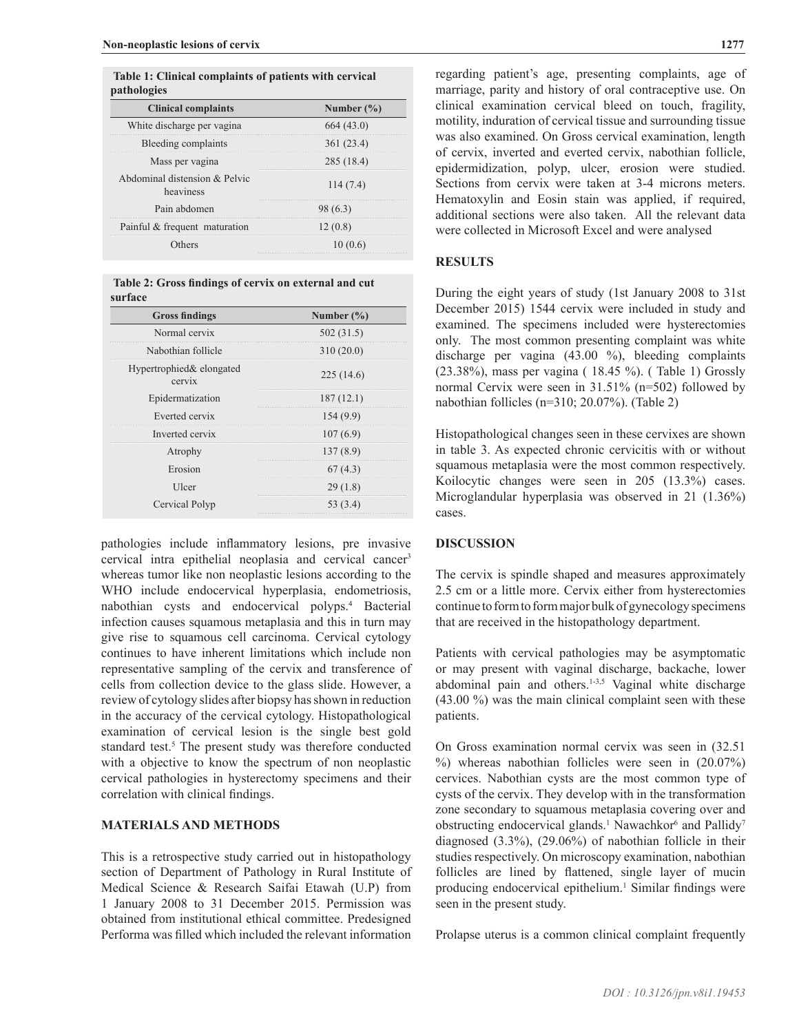**Table 1: Clinical complaints of patients with cervical pathologies**

| Clinical complaints | Number (%) |
| --- | --- |
| White discharge per vagina | 664 (43.0) |
| Bleeding complaints | 361 (23.4) |
| Mass per vagina | 285 (18.4) |
| Abdominal distension & Pelvic heaviness | 114 (7.4) |
| Pain abdomen | 98 (6.3) |
| Painful & frequent maturation | 12 (0.8) |
| Others | 10 (0.6) |

**Table 2: Gross findings of cervix on external and cut surface**

| Gross findings | Number (%) |
| --- | --- |
| Normal cervix | 502 (31.5) |
| Nabothian follicle | 310 (20.0) |
| Hypertrophied& elongated cervix | 225 (14.6) |
| Epidermatization | 187 (12.1) |
| Everted cervix | 154 (9.9) |
| Inverted cervix | 107 (6.9) |
| Atrophy | 137 (8.9) |
| Erosion | 67 (4.3) |
| Ulcer | 29 (1.8) |
| Cervical Polyp | 53 (3.4) |

pathologies include inflammatory lesions, pre invasive cervical intra epithelial neoplasia and cervical cancer[3] whereas tumor like non neoplastic lesions according to the WHO include endocervical hyperplasia, endometriosis, nabothian cysts and endocervical polyps.[4] Bacterial infection causes squamous metaplasia and this in turn may give rise to squamous cell carcinoma. Cervical cytology continues to have inherent limitations which include non representative sampling of the cervix and transference of cells from collection device to the glass slide. However, a review of cytology slides after biopsy has shown in reduction in the accuracy of the cervical cytology. Histopathological examination of cervical lesion is the single best gold standard test.[5] The present study was therefore conducted with a objective to know the spectrum of non neoplastic cervical pathologies in hysterectomy specimens and their correlation with clinical findings.

## MATERIALS AND METHODS

This is a retrospective study carried out in histopathology section of Department of Pathology in Rural Institute of Medical Science & Research Saifai Etawah (U.P) from 1 January 2008 to 31 December 2015. Permission was obtained from institutional ethical committee. Predesigned Performa was filled which included the relevant information regarding patient's age, presenting complaints, age of marriage, parity and history of oral contraceptive use. On clinical examination cervical bleed on touch, fragility, motility, induration of cervical tissue and surrounding tissue was also examined. On Gross cervical examination, length of cervix, inverted and everted cervix, nabothian follicle, epidermidization, polyp, ulcer, erosion were studied. Sections from cervix were taken at 3-4 microns meters. Hematoxylin and Eosin stain was applied, if required, additional sections were also taken. All the relevant data were collected in Microsoft Excel and were analysed

## RESULTS

During the eight years of study (1st January 2008 to 31st December 2015) 1544 cervix were included in study and examined. The specimens included were hysterectomies only. The most common presenting complaint was white discharge per vagina (43.00 %), bleeding complaints (23.38%), mass per vagina ( 18.45 %). ( Table 1) Grossly normal Cervix were seen in 31.51% (n=502) followed by nabothian follicles (n=310; 20.07%). (Table 2)

Histopathological changes seen in these cervixes are shown in table 3. As expected chronic cervicitis with or without squamous metaplasia were the most common respectively. Koilocytic changes were seen in 205 (13.3%) cases. Microglandular hyperplasia was observed in 21 (1.36%) cases.

## DISCUSSION

The cervix is spindle shaped and measures approximately 2.5 cm or a little more. Cervix either from hysterectomies continue to form to form major bulk of gynecology specimens that are received in the histopathology department.

Patients with cervical pathologies may be asymptomatic or may present with vaginal discharge, backache, lower abdominal pain and others.[1-3,5] Vaginal white discharge (43.00 %) was the main clinical complaint seen with these patients.

On Gross examination normal cervix was seen in (32.51 %) whereas nabothian follicles were seen in (20.07%) cervices. Nabothian cysts are the most common type of cysts of the cervix. They develop with in the transformation zone secondary to squamous metaplasia covering over and obstructing endocervical glands.[1] Nawachkor[6] and Pallidy[7] diagnosed (3.3%), (29.06%) of nabothian follicle in their studies respectively. On microscopy examination, nabothian follicles are lined by flattened, single layer of mucin producing endocervical epithelium.[1] Similar findings were seen in the present study.

Prolapse uterus is a common clinical complaint frequently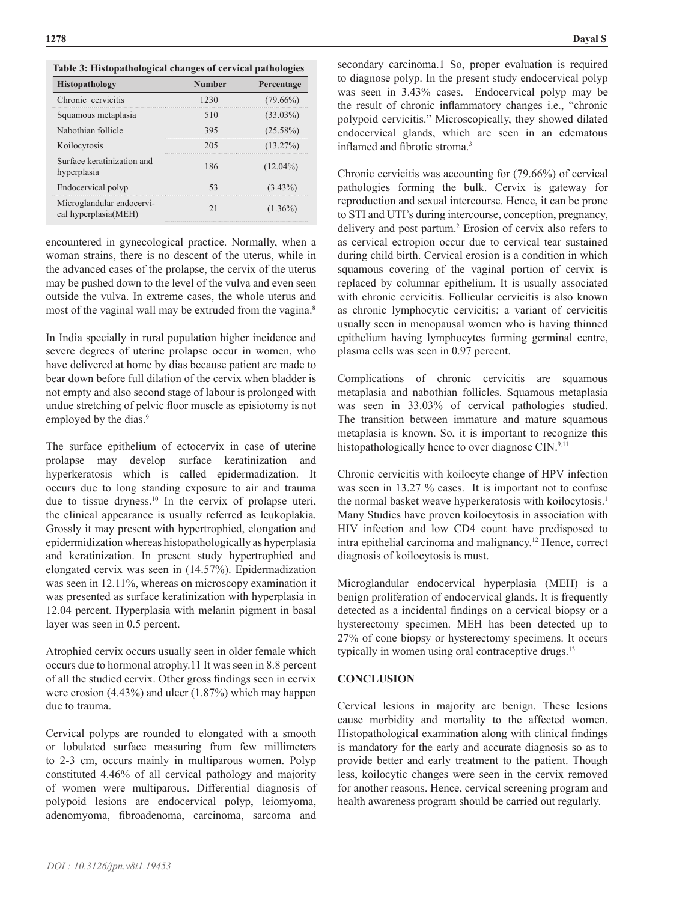**Table 3: Histopathological changes of cervical pathologies**

| Histopathology | Number | Percentage |
|---|---|---|
| Chronic cervicitis | 1230 | (79.66%) |
| Squamous metaplasia | 510 | (33.03%) |
| Nabothian follicle | 395 | (25.58%) |
| Koilocytosis | 205 | (13.27%) |
| Surface keratinization and hyperplasia | 186 | (12.04%) |
| Endocervical polyp | 53 | (3.43%) |
| Microglandular endocervical hyperplasia(MEH) | 21 | (1.36%) |

encountered in gynecological practice. Normally, when a woman strains, there is no descent of the uterus, while in the advanced cases of the prolapse, the cervix of the uterus may be pushed down to the level of the vulva and even seen outside the vulva. In extreme cases, the whole uterus and most of the vaginal wall may be extruded from the vagina.[8]

In India specially in rural population higher incidence and severe degrees of uterine prolapse occur in women, who have delivered at home by dias because patient are made to bear down before full dilation of the cervix when bladder is not empty and also second stage of labour is prolonged with undue stretching of pelvic floor muscle as episiotomy is not employed by the dias.[9]

The surface epithelium of ectocervix in case of uterine prolapse may develop surface keratinization and hyperkeratosis which is called epidermadization. It occurs due to long standing exposure to air and trauma due to tissue dryness.[10] In the cervix of prolapse uteri, the clinical appearance is usually referred as leukoplakia. Grossly it may present with hypertrophied, elongation and epidermidization whereas histopathologically as hyperplasia and keratinization. In present study hypertrophied and elongated cervix was seen in (14.57%). Epidermadization was seen in 12.11%, whereas on microscopy examination it was presented as surface keratinization with hyperplasia in 12.04 percent. Hyperplasia with melanin pigment in basal layer was seen in 0.5 percent.

Atrophied cervix occurs usually seen in older female which occurs due to hormonal atrophy.11 It was seen in 8.8 percent of all the studied cervix. Other gross findings seen in cervix were erosion (4.43%) and ulcer (1.87%) which may happen due to trauma.

Cervical polyps are rounded to elongated with a smooth or lobulated surface measuring from few millimeters to 2-3 cm, occurs mainly in multiparous women. Polyp constituted 4.46% of all cervical pathology and majority of women were multiparous. Differential diagnosis of polypoid lesions are endocervical polyp, leiomyoma, adenomyoma, fibroadenoma, carcinoma, sarcoma and secondary carcinoma.1 So, proper evaluation is required to diagnose polyp. In the present study endocervical polyp was seen in 3.43% cases. Endocervical polyp may be the result of chronic inflammatory changes i.e., "chronic polypoid cervicitis." Microscopically, they showed dilated endocervical glands, which are seen in an edematous inflamed and fibrotic stroma.[3]

Chronic cervicitis was accounting for (79.66%) of cervical pathologies forming the bulk. Cervix is gateway for reproduction and sexual intercourse. Hence, it can be prone to STI and UTI's during intercourse, conception, pregnancy, delivery and post partum.[2] Erosion of cervix also refers to as cervical ectropion occur due to cervical tear sustained during child birth. Cervical erosion is a condition in which squamous covering of the vaginal portion of cervix is replaced by columnar epithelium. It is usually associated with chronic cervicitis. Follicular cervicitis is also known as chronic lymphocytic cervicitis; a variant of cervicitis usually seen in menopausal women who is having thinned epithelium having lymphocytes forming germinal centre, plasma cells was seen in 0.97 percent.

Complications of chronic cervicitis are squamous metaplasia and nabothian follicles. Squamous metaplasia was seen in 33.03% of cervical pathologies studied. The transition between immature and mature squamous metaplasia is known. So, it is important to recognize this histopathologically hence to over diagnose CIN.[9,11]

Chronic cervicitis with koilocyte change of HPV infection was seen in 13.27 % cases. It is important not to confuse the normal basket weave hyperkeratosis with koilocytosis.[1] Many Studies have proven koilocytosis in association with HIV infection and low CD4 count have predisposed to intra epithelial carcinoma and malignancy.[12] Hence, correct diagnosis of koilocytosis is must.

Microglandular endocervical hyperplasia (MEH) is a benign proliferation of endocervical glands. It is frequently detected as a incidental findings on a cervical biopsy or a hysterectomy specimen. MEH has been detected up to 27% of cone biopsy or hysterectomy specimens. It occurs typically in women using oral contraceptive drugs.[13]

## CONCLUSION

Cervical lesions in majority are benign. These lesions cause morbidity and mortality to the affected women. Histopathological examination along with clinical findings is mandatory for the early and accurate diagnosis so as to provide better and early treatment to the patient. Though less, koilocytic changes were seen in the cervix removed for another reasons. Hence, cervical screening program and health awareness program should be carried out regularly.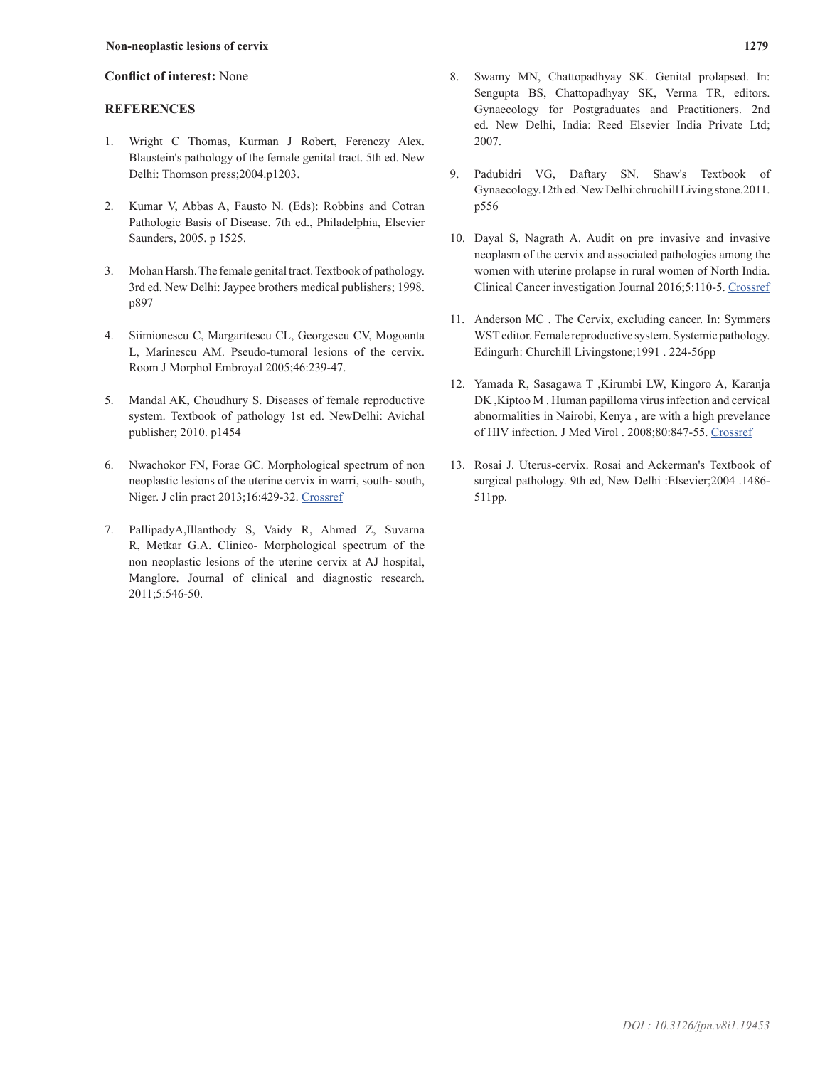**Conflict of interest:** None

## REFERENCES

1. Wright C Thomas, Kurman J Robert, Ferenczy Alex. Blaustein's pathology of the female genital tract. 5th ed. New Delhi: Thomson press;2004.p1203.

2. Kumar V, Abbas A, Fausto N. (Eds): Robbins and Cotran Pathologic Basis of Disease. 7th ed., Philadelphia, Elsevier Saunders, 2005. p 1525.

3. Mohan Harsh. The female genital tract. Textbook of pathology. 3rd ed. New Delhi: Jaypee brothers medical publishers; 1998. p897

4. Siimionescu C, Margaritescu CL, Georgescu CV, Mogoanta L, Marinescu AM. Pseudo-tumoral lesions of the cervix. Room J Morphol Embroyal 2005;46:239-47.

5. Mandal AK, Choudhury S. Diseases of female reproductive system. Textbook of pathology 1st ed. NewDelhi: Avichal publisher; 2010. p1454

6. Nwachokor FN, Forae GC. Morphological spectrum of non neoplastic lesions of the uterine cervix in warri, south- south, Niger. J clin pract 2013;16:429-32. Crossref

7. PallipadyA,Illanthody S, Vaidy R, Ahmed Z, Suvarna R, Metkar G.A. Clinico- Morphological spectrum of the non neoplastic lesions of the uterine cervix at AJ hospital, Manglore. Journal of clinical and diagnostic research. 2011;5:546-50.

8. Swamy MN, Chattopadhyay SK. Genital prolapsed. In: Sengupta BS, Chattopadhyay SK, Verma TR, editors. Gynaecology for Postgraduates and Practitioners. 2nd ed. New Delhi, India: Reed Elsevier India Private Ltd; 2007.

9. Padubidri VG, Daftary SN. Shaw's Textbook of Gynaecology.12th ed. New Delhi:chruchill Living stone.2011. p556

10. Dayal S, Nagrath A. Audit on pre invasive and invasive neoplasm of the cervix and associated pathologies among the women with uterine prolapse in rural women of North India. Clinical Cancer investigation Journal 2016;5:110-5. Crossref

11. Anderson MC . The Cervix, excluding cancer. In: Symmers WST editor. Female reproductive system. Systemic pathology. Edingurh: Churchill Livingstone;1991 . 224-56pp

12. Yamada R, Sasagawa T ,Kirumbi LW, Kingoro A, Karanja DK ,Kiptoo M . Human papilloma virus infection and cervical abnormalities in Nairobi, Kenya , are with a high prevelance of HIV infection. J Med Virol . 2008;80:847-55. Crossref

13. Rosai J. Uterus-cervix. Rosai and Ackerman's Textbook of surgical pathology. 9th ed, New Delhi :Elsevier;2004 .1486-511pp.